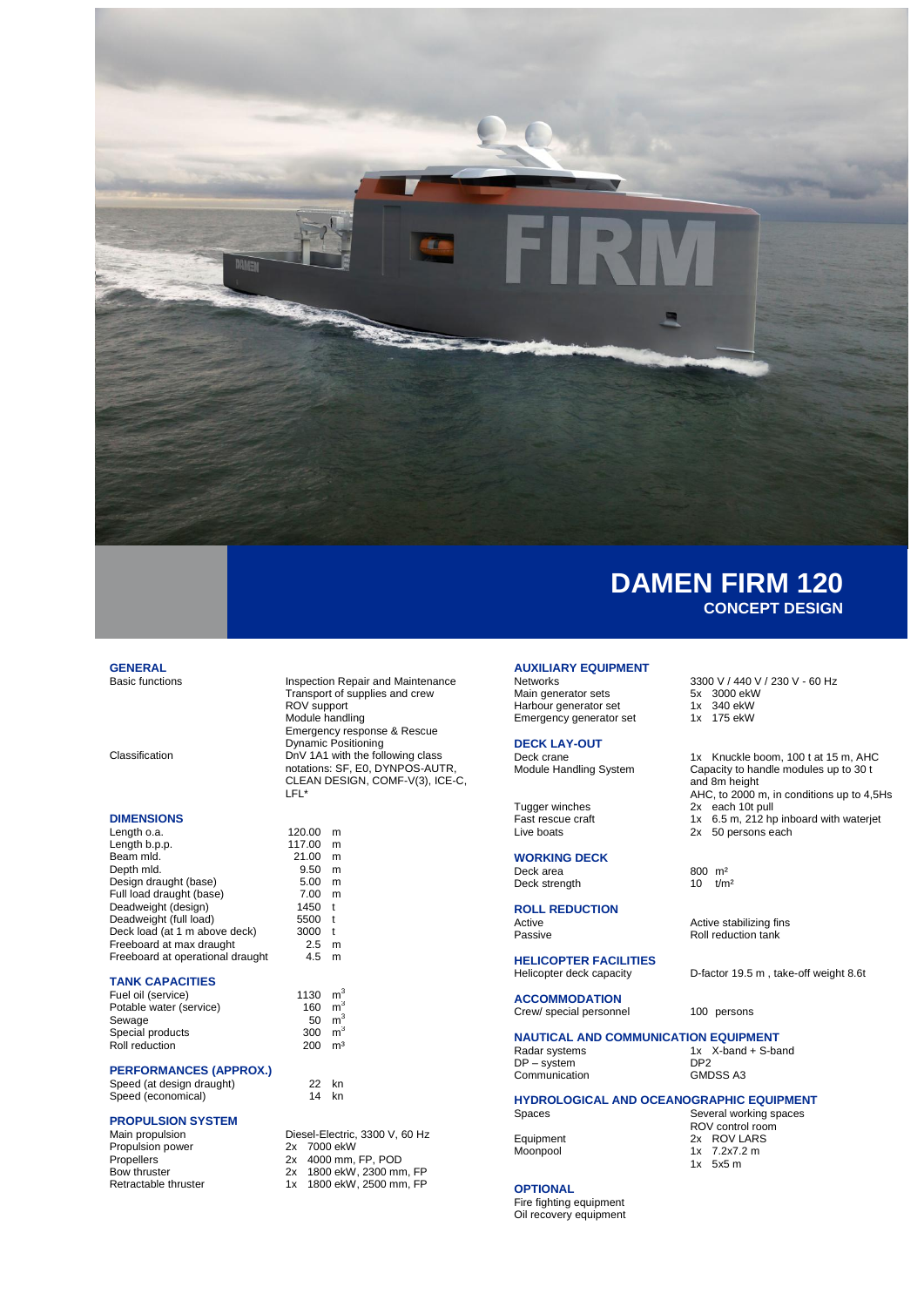# DAMEN FIRM 120

## CONCEPT DESIGN

### GENERAL

| | |
|---|---|
| Basic functions | Inspection Repair and Maintenance<br>Transport of supplies and crew<br>ROV support<br>Module handling<br>Emergency response & Rescue<br>Dynamic Positioning |
| Classification | DnV 1A1 with the following class notations: SF, E0, DYNPOS-AUTR, CLEAN DESIGN, COMF-V(3), ICE-C, LFL* |

### DIMENSIONS

| | | |
|---|---|---|
| Length o.a. | 120.00 | m |
| Length b.p.p. | 117.00 | m |
| Beam mld. | 21.00 | m |
| Depth mld. | 9.50 | m |
| Design draught (base) | 5.00 | m |
| Full load draught (base) | 7.00 | m |
| Deadweight (design) | 1450 | t |
| Deadweight (full load) | 5500 | t |
| Deck load (at 1 m above deck) | 3000 | t |
| Freeboard at max draught | 2.5 | m |
| Freeboard at operational draught | 4.5 | m |

### TANK CAPACITIES

| | | |
|---|---|---|
| Fuel oil (service) | 1130 | $m^3$ |
| Potable water (service) | 160 | $m^3$ |
| Sewage | 50 | $m^3$ |
| Special products | 300 | $m^3$ |
| Roll reduction | 200 | $m^3$ |

### PERFORMANCES (APPROX.)

| | | |
|---|---|---|
| Speed (at design draught) | 22 | kn |
| Speed (economical) | 14 | kn |

### PROPULSION SYSTEM

| | |
|---|---|
| Main propulsion | Diesel-Electric, 3300 V, 60 Hz |
| Propulsion power | 2x 7000 ekW |
| Propellers | 2x 4000 mm, FP, POD |
| Bow thruster | 2x 1800 ekW, 2300 mm, FP |
| Retractable thruster | 1x 1800 ekW, 2500 mm, FP |

### AUXILIARY EQUIPMENT

| | |
|---|---|
| Networks | 3300 V / 440 V / 230 V - 60 Hz |
| Main generator sets | 5x 3000 ekW |
| Harbour generator set | 1x 340 ekW |
| Emergency generator set | 1x 175 ekW |

### DECK LAY-OUT

| | |
|---|---|
| Deck crane | 1x Knuckle boom, 100 t at 15 m, AHC |
| Module Handling System | Capacity to handle modules up to 30 t and 8m height<br>AHC, to 2000 m, in conditions up to 4,5Hs |
| Tugger winches | 2x each 10t pull |
| Fast rescue craft | 1x 6.5 m, 212 hp inboard with waterjet |
| Live boats | 2x 50 persons each |

### WORKING DECK

| | |
|---|---|
| Deck area | 800 $m^2$ |
| Deck strength | 10 $t/m^2$ |

### ROLL REDUCTION

| | |
|---|---|
| Active | Active stabilizing fins |
| Passive | Roll reduction tank |

### HELICOPTER FACILITIES

| | |
|---|---|
| Helicopter deck capacity | D-factor 19.5 m , take-off weight 8.6t |

### ACCOMMODATION

| | |
|---|---|
| Crew/ special personnel | 100 persons |

### NAUTICAL AND COMMUNICATION EQUIPMENT

| | |
|---|---|
| Radar systems | 1x X-band + S-band |
| DP – system | DP2 |
| Communication | GMDSS A3 |

### HYDROLOGICAL AND OCEANOGRAPHIC EQUIPMENT

| | |
|---|---|
| Spaces | Several working spaces<br>ROV control room |
| Equipment | 2x ROV LARS |
| Moonpool | 1x 7.2x7.2 m<br>1x 5x5 m |

### OPTIONAL

Fire fighting equipment
Oil recovery equipment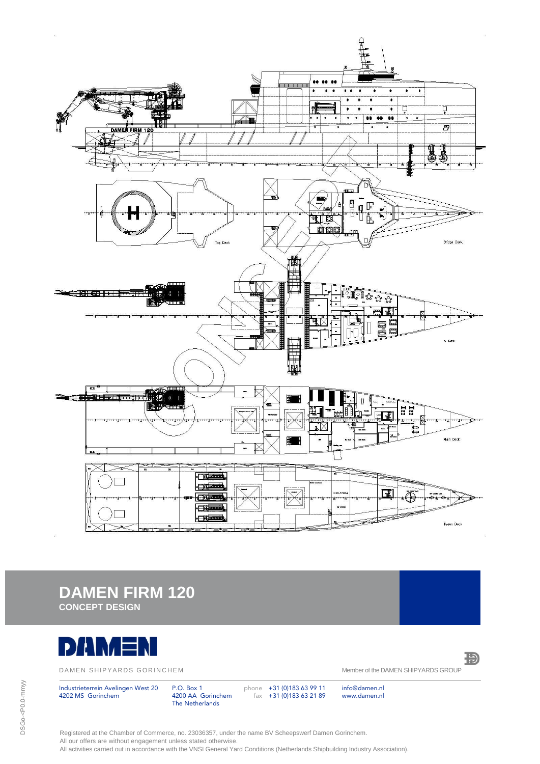# DAMEN FIRM 120

**CONCEPT DESIGN**

DAMEN SHIPYARDS GORINCHEM

Member of the DAMEN SHIPYARDS GROUP

Industrieterrein Avelingen West 20
4202 MS Gorinchem

P.O. Box 1
4200 AA Gorinchem
The Netherlands

phone +31 (0)183 63 99 11
fax +31 (0)183 63 21 89

info@damen.nl
www.damen.nl

Registered at the Chamber of Commerce, no. 23036357, under the name BV Scheepswerf Damen Gorinchem.
All our offers are without engagement unless stated otherwise.
All activities carried out in accordance with the VNSI General Yard Conditions (Netherlands Shipbuilding Industry Association).